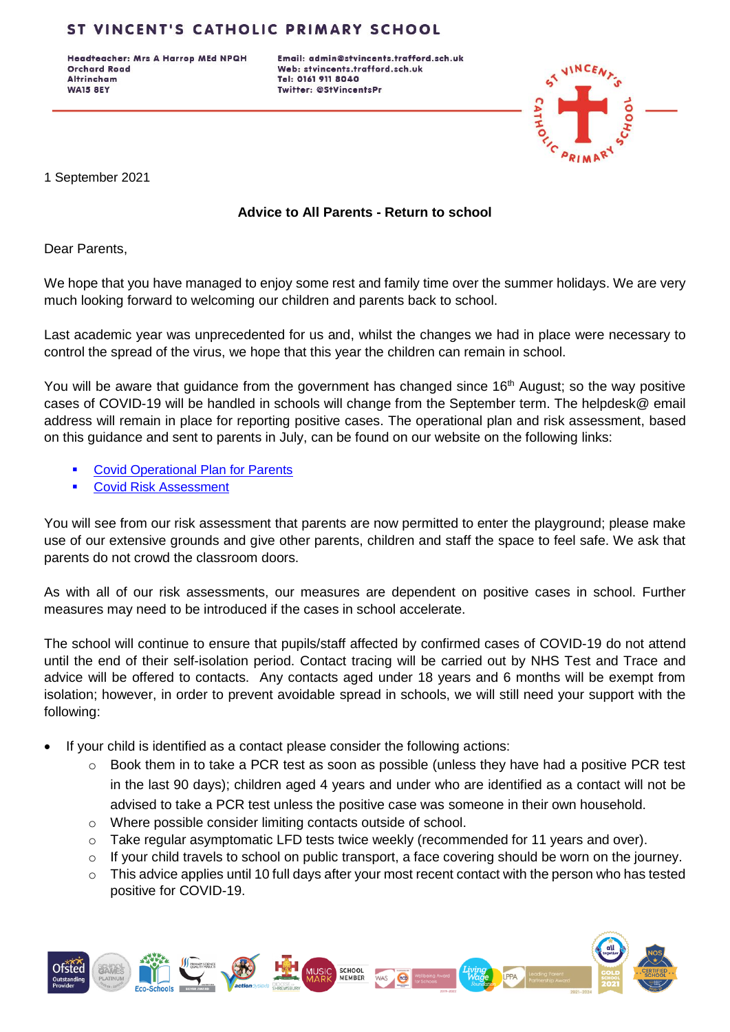# ST VINCENT'S CATHOLIC PRIMARY SCHOOL

Headteacher: Mrs A Harrop MEd NPQH
Orchard Road
Altrincham
WA15 8EY

Email: admin@stvincents.trafford.sch.uk
Web: stvincents.trafford.sch.uk
Tel: 0161 911 8040
Twitter: @StVincentsPr

1 September 2021

**Advice to All Parents - Return to school**

Dear Parents,

We hope that you have managed to enjoy some rest and family time over the summer holidays. We are very much looking forward to welcoming our children and parents back to school.

Last academic year was unprecedented for us and, whilst the changes we had in place were necessary to control the spread of the virus, we hope that this year the children can remain in school.

You will be aware that guidance from the government has changed since 16th August; so the way positive cases of COVID-19 will be handled in schools will change from the September term. The helpdesk@ email address will remain in place for reporting positive cases. The operational plan and risk assessment, based on this guidance and sent to parents in July, can be found on our website on the following links:

- Covid Operational Plan for Parents
- Covid Risk Assessment

You will see from our risk assessment that parents are now permitted to enter the playground; please make use of our extensive grounds and give other parents, children and staff the space to feel safe. We ask that parents do not crowd the classroom doors.

As with all of our risk assessments, our measures are dependent on positive cases in school. Further measures may need to be introduced if the cases in school accelerate.

The school will continue to ensure that pupils/staff affected by confirmed cases of COVID-19 do not attend until the end of their self-isolation period. Contact tracing will be carried out by NHS Test and Trace and advice will be offered to contacts. Any contacts aged under 18 years and 6 months will be exempt from isolation; however, in order to prevent avoidable spread in schools, we will still need your support with the following:

- If your child is identified as a contact please consider the following actions:
  - Book them in to take a PCR test as soon as possible (unless they have had a positive PCR test in the last 90 days); children aged 4 years and under who are identified as a contact will not be advised to take a PCR test unless the positive case was someone in their own household.
  - Where possible consider limiting contacts outside of school.
  - Take regular asymptomatic LFD tests twice weekly (recommended for 11 years and over).
  - If your child travels to school on public transport, a face covering should be worn on the journey.
  - This advice applies until 10 full days after your most recent contact with the person who has tested positive for COVID-19.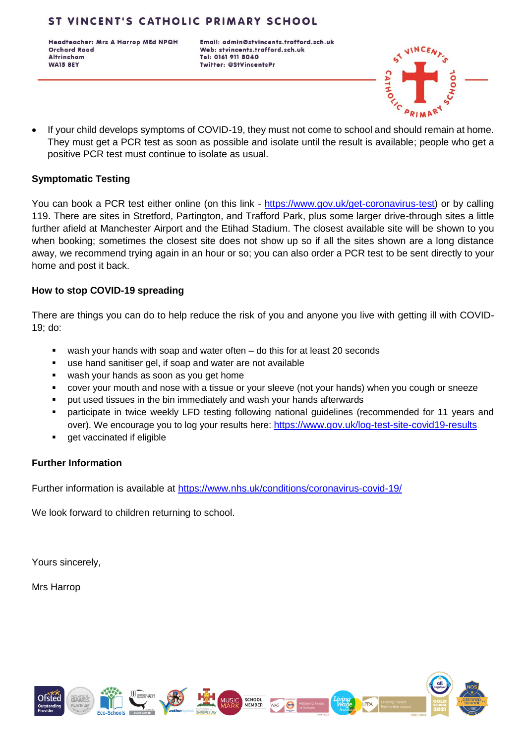- If your child develops symptoms of COVID-19, they must not come to school and should remain at home. They must get a PCR test as soon as possible and isolate until the result is available; people who get a positive PCR test must continue to isolate as usual.

**Symptomatic Testing**

You can book a PCR test either online (on this link - https://www.gov.uk/get-coronavirus-test) or by calling 119. There are sites in Stretford, Partington, and Trafford Park, plus some larger drive-through sites a little further afield at Manchester Airport and the Etihad Stadium. The closest available site will be shown to you when booking; sometimes the closest site does not show up so if all the sites shown are a long distance away, we recommend trying again in an hour or so; you can also order a PCR test to be sent directly to your home and post it back.

**How to stop COVID-19 spreading**

There are things you can do to help reduce the risk of you and anyone you live with getting ill with COVID-19; do:

- wash your hands with soap and water often – do this for at least 20 seconds
- use hand sanitiser gel, if soap and water are not available
- wash your hands as soon as you get home
- cover your mouth and nose with a tissue or your sleeve (not your hands) when you cough or sneeze
- put used tissues in the bin immediately and wash your hands afterwards
- participate in twice weekly LFD testing following national guidelines (recommended for 11 years and over). We encourage you to log your results here: https://www.gov.uk/log-test-site-covid19-results
- get vaccinated if eligible

**Further Information**

Further information is available at https://www.nhs.uk/conditions/coronavirus-covid-19/

We look forward to children returning to school.

Yours sincerely,

Mrs Harrop